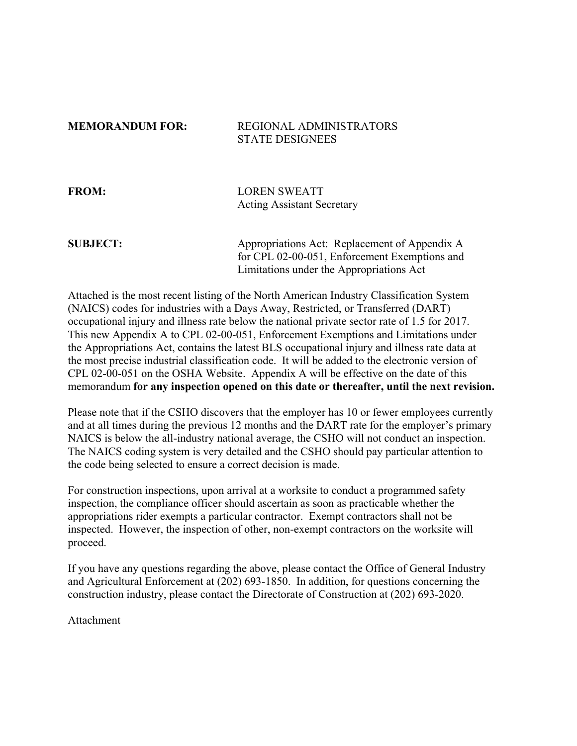**MEMORANDUM FOR:** REGIONAL ADMINISTRATORS
STATE DESIGNEES

**FROM:** LOREN SWEATT
Acting Assistant Secretary

**SUBJECT:** Appropriations Act: Replacement of Appendix A for CPL 02-00-051, Enforcement Exemptions and Limitations under the Appropriations Act

Attached is the most recent listing of the North American Industry Classification System (NAICS) codes for industries with a Days Away, Restricted, or Transferred (DART) occupational injury and illness rate below the national private sector rate of 1.5 for 2017. This new Appendix A to CPL 02-00-051, Enforcement Exemptions and Limitations under the Appropriations Act, contains the latest BLS occupational injury and illness rate data at the most precise industrial classification code. It will be added to the electronic version of CPL 02-00-051 on the OSHA Website. Appendix A will be effective on the date of this memorandum **for any inspection opened on this date or thereafter, until the next revision.**

Please note that if the CSHO discovers that the employer has 10 or fewer employees currently and at all times during the previous 12 months and the DART rate for the employer's primary NAICS is below the all-industry national average, the CSHO will not conduct an inspection. The NAICS coding system is very detailed and the CSHO should pay particular attention to the code being selected to ensure a correct decision is made.

For construction inspections, upon arrival at a worksite to conduct a programmed safety inspection, the compliance officer should ascertain as soon as practicable whether the appropriations rider exempts a particular contractor. Exempt contractors shall not be inspected. However, the inspection of other, non-exempt contractors on the worksite will proceed.

If you have any questions regarding the above, please contact the Office of General Industry and Agricultural Enforcement at (202) 693-1850. In addition, for questions concerning the construction industry, please contact the Directorate of Construction at (202) 693-2020.

Attachment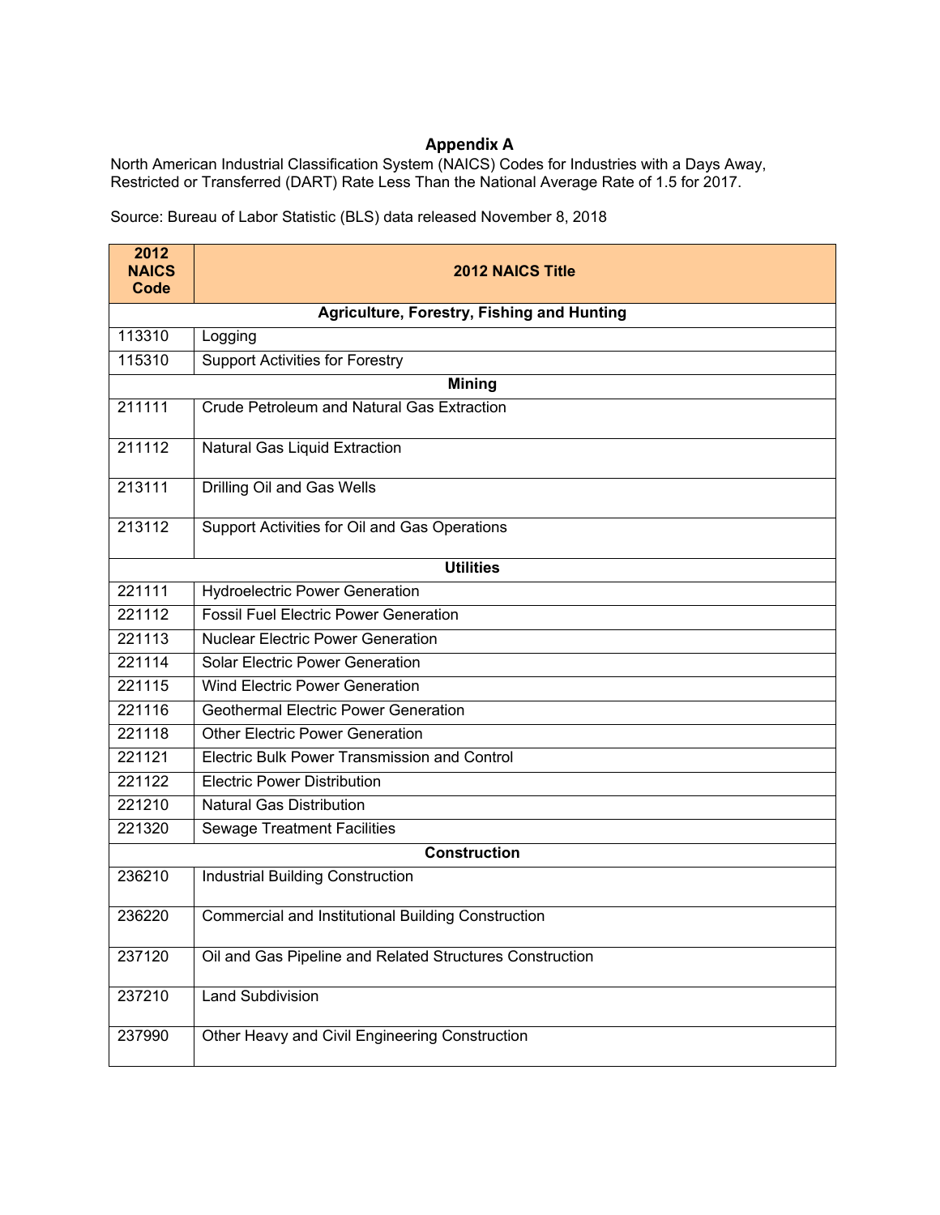## Appendix A

North American Industrial Classification System (NAICS) Codes for Industries with a Days Away, Restricted or Transferred (DART) Rate Less Than the National Average Rate of 1.5 for 2017.

Source: Bureau of Labor Statistic (BLS) data released November 8, 2018

| 2012 NAICS Code | 2012 NAICS Title |
|---|---|
| **Agriculture, Forestry, Fishing and Hunting** | |
| 113310 | Logging |
| 115310 | Support Activities for Forestry |
| **Mining** | |
| 211111 | Crude Petroleum and Natural Gas Extraction |
| 211112 | Natural Gas Liquid Extraction |
| 213111 | Drilling Oil and Gas Wells |
| 213112 | Support Activities for Oil and Gas Operations |
| **Utilities** | |
| 221111 | Hydroelectric Power Generation |
| 221112 | Fossil Fuel Electric Power Generation |
| 221113 | Nuclear Electric Power Generation |
| 221114 | Solar Electric Power Generation |
| 221115 | Wind Electric Power Generation |
| 221116 | Geothermal Electric Power Generation |
| 221118 | Other Electric Power Generation |
| 221121 | Electric Bulk Power Transmission and Control |
| 221122 | Electric Power Distribution |
| 221210 | Natural Gas Distribution |
| 221320 | Sewage Treatment Facilities |
| **Construction** | |
| 236210 | Industrial Building Construction |
| 236220 | Commercial and Institutional Building Construction |
| 237120 | Oil and Gas Pipeline and Related Structures Construction |
| 237210 | Land Subdivision |
| 237990 | Other Heavy and Civil Engineering Construction |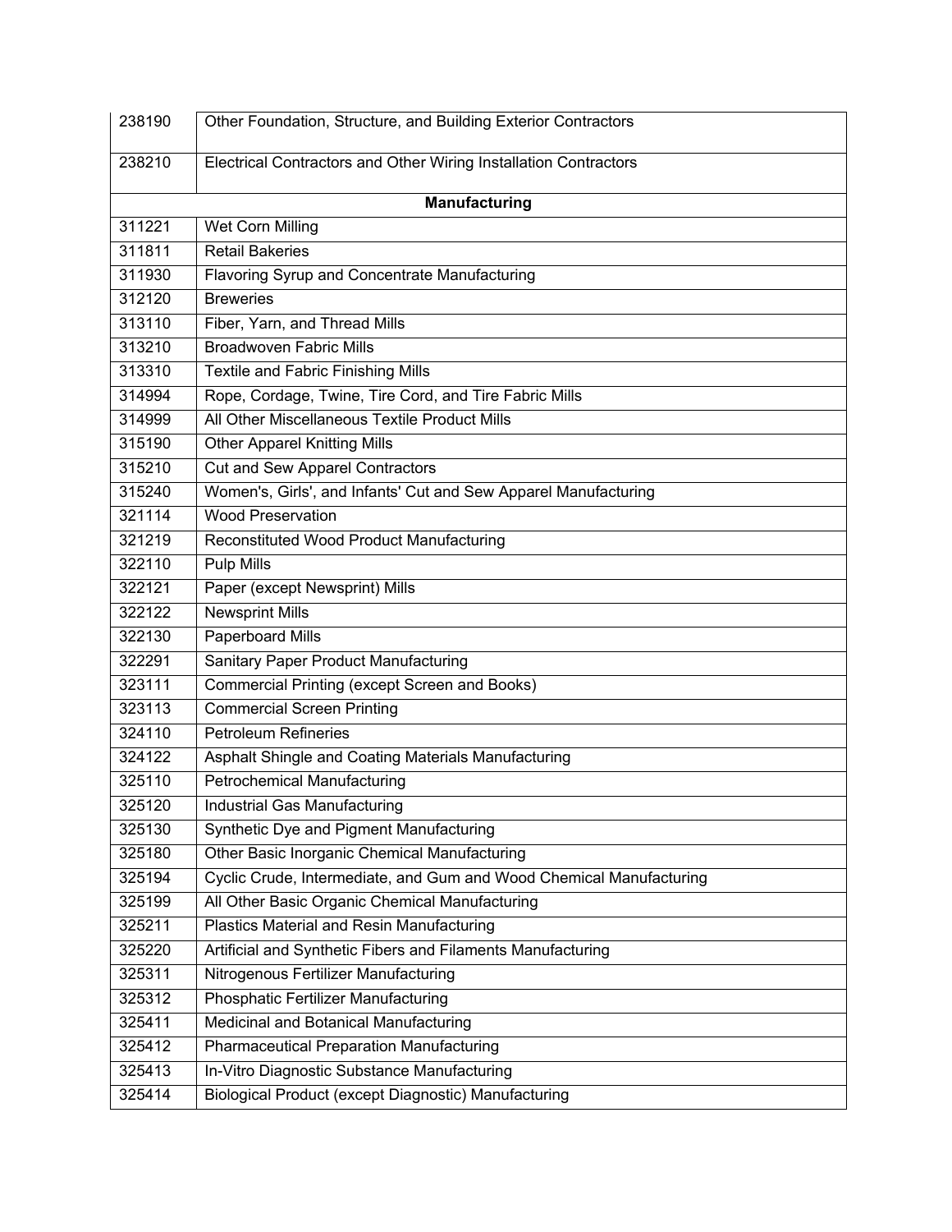| | |
|---|---|
| 238190 | Other Foundation, Structure, and Building Exterior Contractors |
| 238210 | Electrical Contractors and Other Wiring Installation Contractors |
| **Manufacturing** | |
| 311221 | Wet Corn Milling |
| 311811 | Retail Bakeries |
| 311930 | Flavoring Syrup and Concentrate Manufacturing |
| 312120 | Breweries |
| 313110 | Fiber, Yarn, and Thread Mills |
| 313210 | Broadwoven Fabric Mills |
| 313310 | Textile and Fabric Finishing Mills |
| 314994 | Rope, Cordage, Twine, Tire Cord, and Tire Fabric Mills |
| 314999 | All Other Miscellaneous Textile Product Mills |
| 315190 | Other Apparel Knitting Mills |
| 315210 | Cut and Sew Apparel Contractors |
| 315240 | Women's, Girls', and Infants' Cut and Sew Apparel Manufacturing |
| 321114 | Wood Preservation |
| 321219 | Reconstituted Wood Product Manufacturing |
| 322110 | Pulp Mills |
| 322121 | Paper (except Newsprint) Mills |
| 322122 | Newsprint Mills |
| 322130 | Paperboard Mills |
| 322291 | Sanitary Paper Product Manufacturing |
| 323111 | Commercial Printing (except Screen and Books) |
| 323113 | Commercial Screen Printing |
| 324110 | Petroleum Refineries |
| 324122 | Asphalt Shingle and Coating Materials Manufacturing |
| 325110 | Petrochemical Manufacturing |
| 325120 | Industrial Gas Manufacturing |
| 325130 | Synthetic Dye and Pigment Manufacturing |
| 325180 | Other Basic Inorganic Chemical Manufacturing |
| 325194 | Cyclic Crude, Intermediate, and Gum and Wood Chemical Manufacturing |
| 325199 | All Other Basic Organic Chemical Manufacturing |
| 325211 | Plastics Material and Resin Manufacturing |
| 325220 | Artificial and Synthetic Fibers and Filaments Manufacturing |
| 325311 | Nitrogenous Fertilizer Manufacturing |
| 325312 | Phosphatic Fertilizer Manufacturing |
| 325411 | Medicinal and Botanical Manufacturing |
| 325412 | Pharmaceutical Preparation Manufacturing |
| 325413 | In-Vitro Diagnostic Substance Manufacturing |
| 325414 | Biological Product (except Diagnostic) Manufacturing |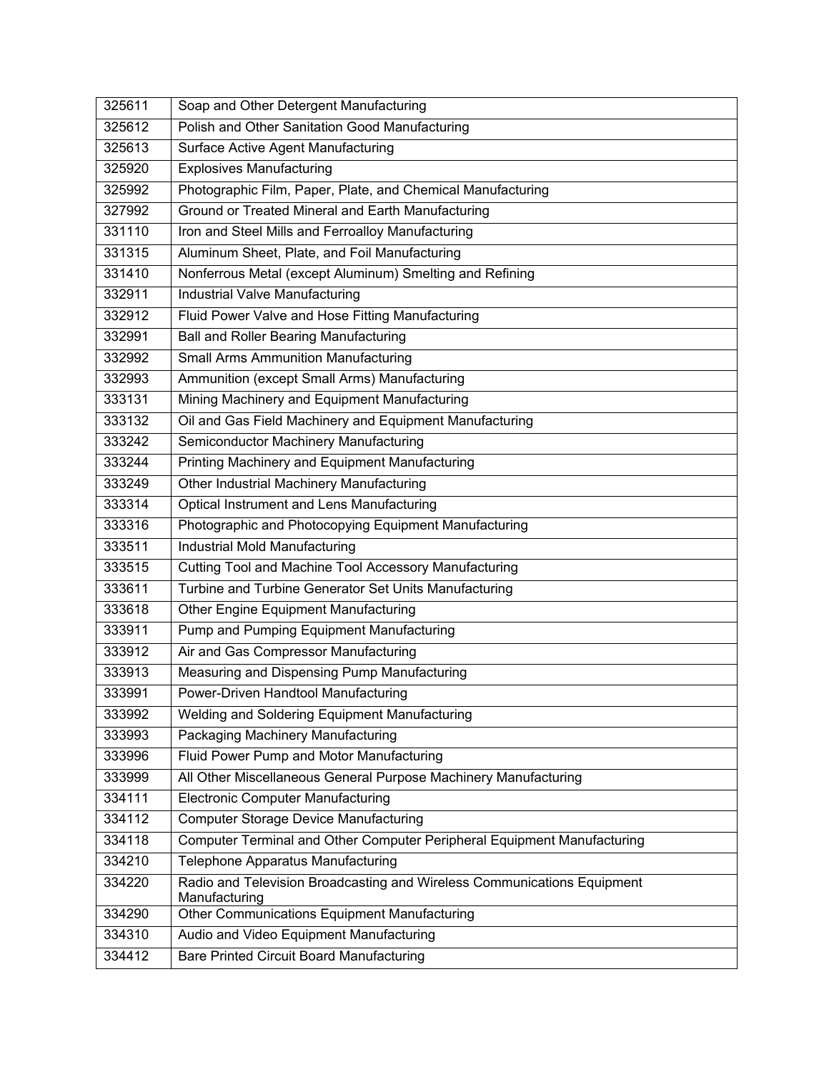| | |
|---|---|
| 325611 | Soap and Other Detergent Manufacturing |
| 325612 | Polish and Other Sanitation Good Manufacturing |
| 325613 | Surface Active Agent Manufacturing |
| 325920 | Explosives Manufacturing |
| 325992 | Photographic Film, Paper, Plate, and Chemical Manufacturing |
| 327992 | Ground or Treated Mineral and Earth Manufacturing |
| 331110 | Iron and Steel Mills and Ferroalloy Manufacturing |
| 331315 | Aluminum Sheet, Plate, and Foil Manufacturing |
| 331410 | Nonferrous Metal (except Aluminum) Smelting and Refining |
| 332911 | Industrial Valve Manufacturing |
| 332912 | Fluid Power Valve and Hose Fitting Manufacturing |
| 332991 | Ball and Roller Bearing Manufacturing |
| 332992 | Small Arms Ammunition Manufacturing |
| 332993 | Ammunition (except Small Arms) Manufacturing |
| 333131 | Mining Machinery and Equipment Manufacturing |
| 333132 | Oil and Gas Field Machinery and Equipment Manufacturing |
| 333242 | Semiconductor Machinery Manufacturing |
| 333244 | Printing Machinery and Equipment Manufacturing |
| 333249 | Other Industrial Machinery Manufacturing |
| 333314 | Optical Instrument and Lens Manufacturing |
| 333316 | Photographic and Photocopying Equipment Manufacturing |
| 333511 | Industrial Mold Manufacturing |
| 333515 | Cutting Tool and Machine Tool Accessory Manufacturing |
| 333611 | Turbine and Turbine Generator Set Units Manufacturing |
| 333618 | Other Engine Equipment Manufacturing |
| 333911 | Pump and Pumping Equipment Manufacturing |
| 333912 | Air and Gas Compressor Manufacturing |
| 333913 | Measuring and Dispensing Pump Manufacturing |
| 333991 | Power-Driven Handtool Manufacturing |
| 333992 | Welding and Soldering Equipment Manufacturing |
| 333993 | Packaging Machinery Manufacturing |
| 333996 | Fluid Power Pump and Motor Manufacturing |
| 333999 | All Other Miscellaneous General Purpose Machinery Manufacturing |
| 334111 | Electronic Computer Manufacturing |
| 334112 | Computer Storage Device Manufacturing |
| 334118 | Computer Terminal and Other Computer Peripheral Equipment Manufacturing |
| 334210 | Telephone Apparatus Manufacturing |
| 334220 | Radio and Television Broadcasting and Wireless Communications Equipment Manufacturing |
| 334290 | Other Communications Equipment Manufacturing |
| 334310 | Audio and Video Equipment Manufacturing |
| 334412 | Bare Printed Circuit Board Manufacturing |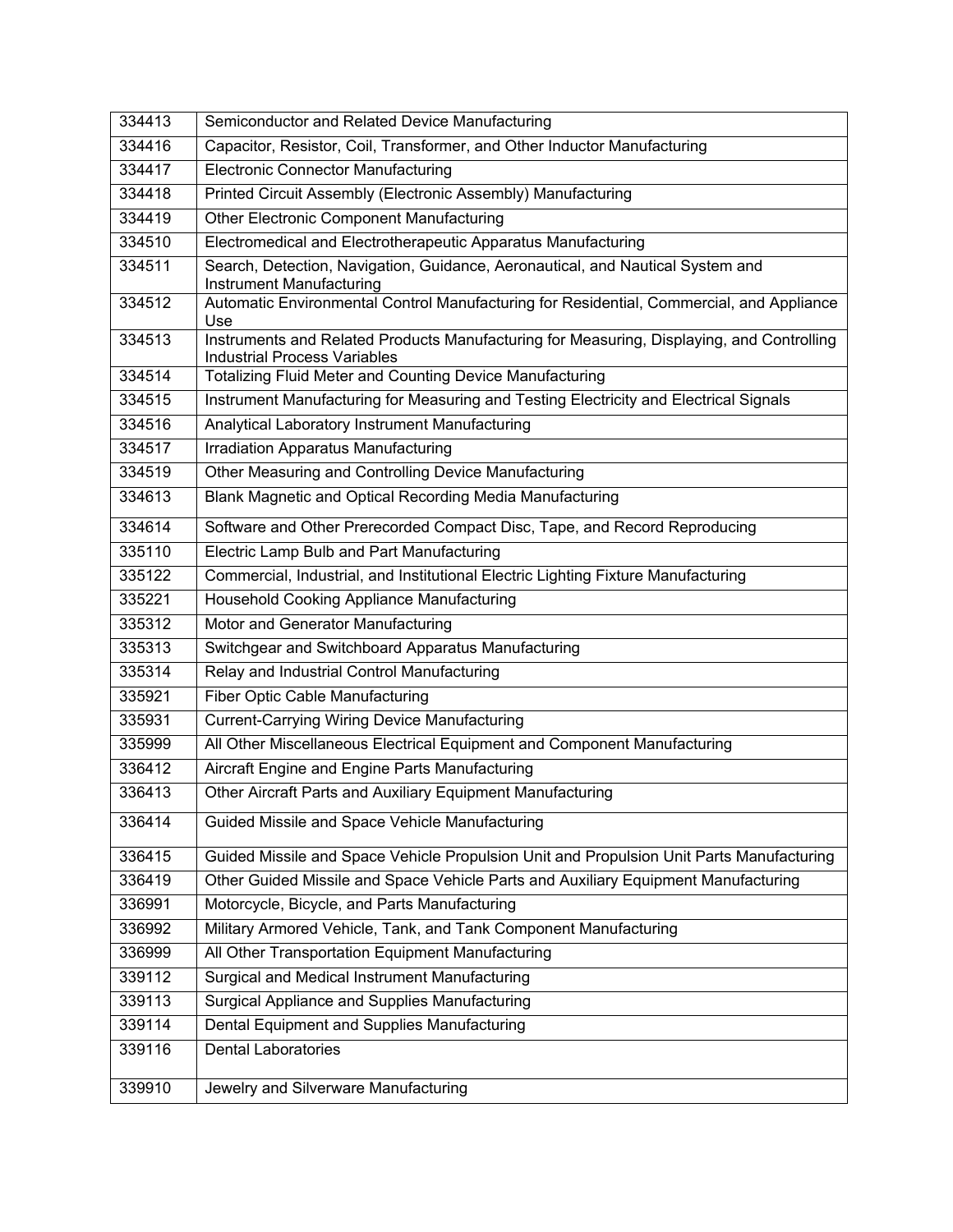| 334413 | Semiconductor and Related Device Manufacturing |
|---|---|
| 334416 | Capacitor, Resistor, Coil, Transformer, and Other Inductor Manufacturing |
| 334417 | Electronic Connector Manufacturing |
| 334418 | Printed Circuit Assembly (Electronic Assembly) Manufacturing |
| 334419 | Other Electronic Component Manufacturing |
| 334510 | Electromedical and Electrotherapeutic Apparatus Manufacturing |
| 334511 | Search, Detection, Navigation, Guidance, Aeronautical, and Nautical System and Instrument Manufacturing |
| 334512 | Automatic Environmental Control Manufacturing for Residential, Commercial, and Appliance Use |
| 334513 | Instruments and Related Products Manufacturing for Measuring, Displaying, and Controlling Industrial Process Variables |
| 334514 | Totalizing Fluid Meter and Counting Device Manufacturing |
| 334515 | Instrument Manufacturing for Measuring and Testing Electricity and Electrical Signals |
| 334516 | Analytical Laboratory Instrument Manufacturing |
| 334517 | Irradiation Apparatus Manufacturing |
| 334519 | Other Measuring and Controlling Device Manufacturing |
| 334613 | Blank Magnetic and Optical Recording Media Manufacturing |
| 334614 | Software and Other Prerecorded Compact Disc, Tape, and Record Reproducing |
| 335110 | Electric Lamp Bulb and Part Manufacturing |
| 335122 | Commercial, Industrial, and Institutional Electric Lighting Fixture Manufacturing |
| 335221 | Household Cooking Appliance Manufacturing |
| 335312 | Motor and Generator Manufacturing |
| 335313 | Switchgear and Switchboard Apparatus Manufacturing |
| 335314 | Relay and Industrial Control Manufacturing |
| 335921 | Fiber Optic Cable Manufacturing |
| 335931 | Current-Carrying Wiring Device Manufacturing |
| 335999 | All Other Miscellaneous Electrical Equipment and Component Manufacturing |
| 336412 | Aircraft Engine and Engine Parts Manufacturing |
| 336413 | Other Aircraft Parts and Auxiliary Equipment Manufacturing |
| 336414 | Guided Missile and Space Vehicle Manufacturing |
| 336415 | Guided Missile and Space Vehicle Propulsion Unit and Propulsion Unit Parts Manufacturing |
| 336419 | Other Guided Missile and Space Vehicle Parts and Auxiliary Equipment Manufacturing |
| 336991 | Motorcycle, Bicycle, and Parts Manufacturing |
| 336992 | Military Armored Vehicle, Tank, and Tank Component Manufacturing |
| 336999 | All Other Transportation Equipment Manufacturing |
| 339112 | Surgical and Medical Instrument Manufacturing |
| 339113 | Surgical Appliance and Supplies Manufacturing |
| 339114 | Dental Equipment and Supplies Manufacturing |
| 339116 | Dental Laboratories |
| 339910 | Jewelry and Silverware Manufacturing |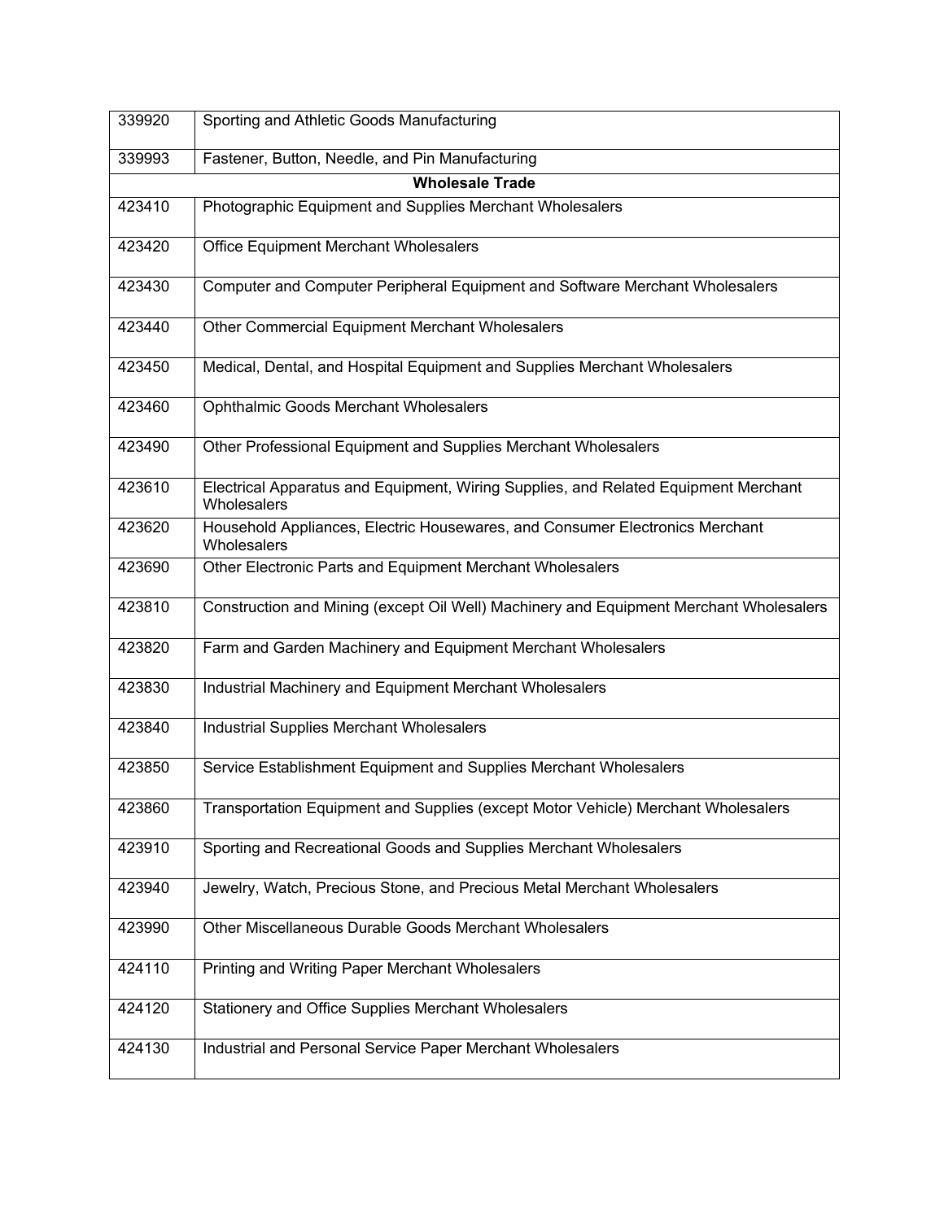| | |
|---|---|
| 339920 | Sporting and Athletic Goods Manufacturing |
| 339993 | Fastener, Button, Needle, and Pin Manufacturing |
| **Wholesale Trade** | |
| 423410 | Photographic Equipment and Supplies Merchant Wholesalers |
| 423420 | Office Equipment Merchant Wholesalers |
| 423430 | Computer and Computer Peripheral Equipment and Software Merchant Wholesalers |
| 423440 | Other Commercial Equipment Merchant Wholesalers |
| 423450 | Medical, Dental, and Hospital Equipment and Supplies Merchant Wholesalers |
| 423460 | Ophthalmic Goods Merchant Wholesalers |
| 423490 | Other Professional Equipment and Supplies Merchant Wholesalers |
| 423610 | Electrical Apparatus and Equipment, Wiring Supplies, and Related Equipment Merchant Wholesalers |
| 423620 | Household Appliances, Electric Housewares, and Consumer Electronics Merchant Wholesalers |
| 423690 | Other Electronic Parts and Equipment Merchant Wholesalers |
| 423810 | Construction and Mining (except Oil Well) Machinery and Equipment Merchant Wholesalers |
| 423820 | Farm and Garden Machinery and Equipment Merchant Wholesalers |
| 423830 | Industrial Machinery and Equipment Merchant Wholesalers |
| 423840 | Industrial Supplies Merchant Wholesalers |
| 423850 | Service Establishment Equipment and Supplies Merchant Wholesalers |
| 423860 | Transportation Equipment and Supplies (except Motor Vehicle) Merchant Wholesalers |
| 423910 | Sporting and Recreational Goods and Supplies Merchant Wholesalers |
| 423940 | Jewelry, Watch, Precious Stone, and Precious Metal Merchant Wholesalers |
| 423990 | Other Miscellaneous Durable Goods Merchant Wholesalers |
| 424110 | Printing and Writing Paper Merchant Wholesalers |
| 424120 | Stationery and Office Supplies Merchant Wholesalers |
| 424130 | Industrial and Personal Service Paper Merchant Wholesalers |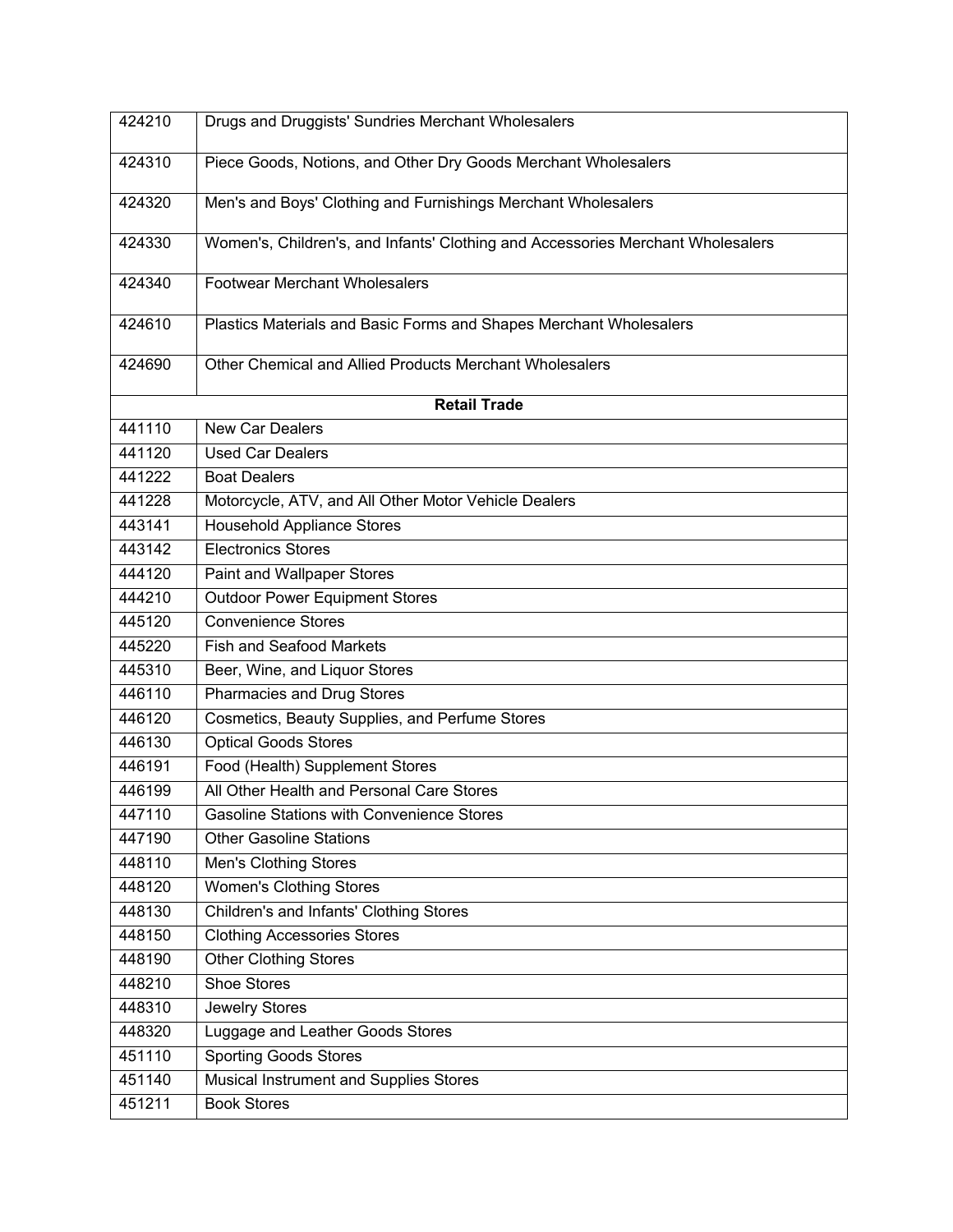| | |
|---|---|
| 424210 | Drugs and Druggists' Sundries Merchant Wholesalers |
| 424310 | Piece Goods, Notions, and Other Dry Goods Merchant Wholesalers |
| 424320 | Men's and Boys' Clothing and Furnishings Merchant Wholesalers |
| 424330 | Women's, Children's, and Infants' Clothing and Accessories Merchant Wholesalers |
| 424340 | Footwear Merchant Wholesalers |
| 424610 | Plastics Materials and Basic Forms and Shapes Merchant Wholesalers |
| 424690 | Other Chemical and Allied Products Merchant Wholesalers |
| **Retail Trade** | |
| 441110 | New Car Dealers |
| 441120 | Used Car Dealers |
| 441222 | Boat Dealers |
| 441228 | Motorcycle, ATV, and All Other Motor Vehicle Dealers |
| 443141 | Household Appliance Stores |
| 443142 | Electronics Stores |
| 444120 | Paint and Wallpaper Stores |
| 444210 | Outdoor Power Equipment Stores |
| 445120 | Convenience Stores |
| 445220 | Fish and Seafood Markets |
| 445310 | Beer, Wine, and Liquor Stores |
| 446110 | Pharmacies and Drug Stores |
| 446120 | Cosmetics, Beauty Supplies, and Perfume Stores |
| 446130 | Optical Goods Stores |
| 446191 | Food (Health) Supplement Stores |
| 446199 | All Other Health and Personal Care Stores |
| 447110 | Gasoline Stations with Convenience Stores |
| 447190 | Other Gasoline Stations |
| 448110 | Men's Clothing Stores |
| 448120 | Women's Clothing Stores |
| 448130 | Children's and Infants' Clothing Stores |
| 448150 | Clothing Accessories Stores |
| 448190 | Other Clothing Stores |
| 448210 | Shoe Stores |
| 448310 | Jewelry Stores |
| 448320 | Luggage and Leather Goods Stores |
| 451110 | Sporting Goods Stores |
| 451140 | Musical Instrument and Supplies Stores |
| 451211 | Book Stores |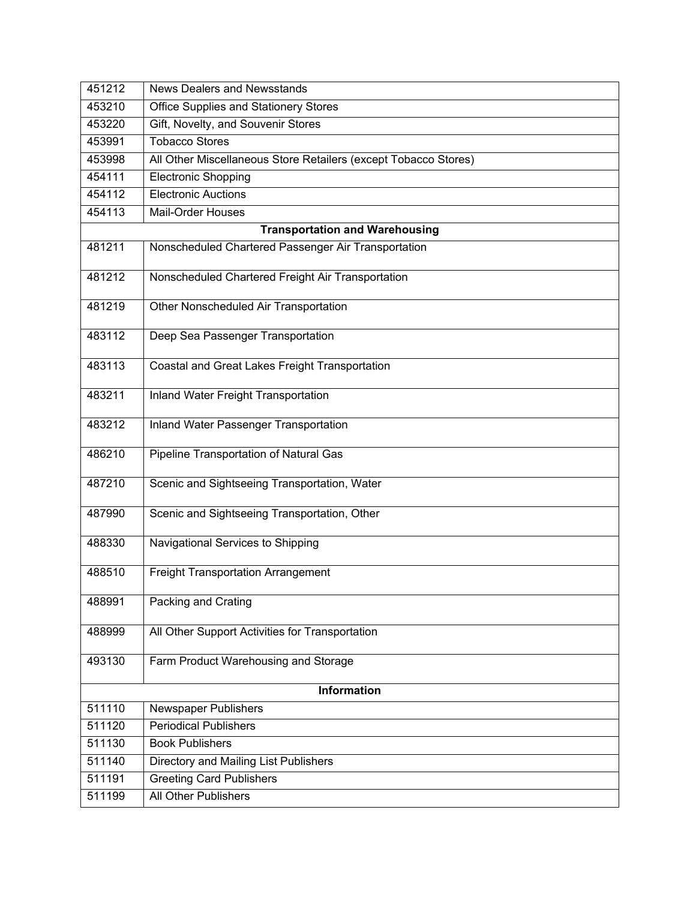| | |
|---|---|
| 451212 | News Dealers and Newsstands |
| 453210 | Office Supplies and Stationery Stores |
| 453220 | Gift, Novelty, and Souvenir Stores |
| 453991 | Tobacco Stores |
| 453998 | All Other Miscellaneous Store Retailers (except Tobacco Stores) |
| 454111 | Electronic Shopping |
| 454112 | Electronic Auctions |
| 454113 | Mail-Order Houses |
| **Transportation and Warehousing** | |
| 481211 | Nonscheduled Chartered Passenger Air Transportation |
| 481212 | Nonscheduled Chartered Freight Air Transportation |
| 481219 | Other Nonscheduled Air Transportation |
| 483112 | Deep Sea Passenger Transportation |
| 483113 | Coastal and Great Lakes Freight Transportation |
| 483211 | Inland Water Freight Transportation |
| 483212 | Inland Water Passenger Transportation |
| 486210 | Pipeline Transportation of Natural Gas |
| 487210 | Scenic and Sightseeing Transportation, Water |
| 487990 | Scenic and Sightseeing Transportation, Other |
| 488330 | Navigational Services to Shipping |
| 488510 | Freight Transportation Arrangement |
| 488991 | Packing and Crating |
| 488999 | All Other Support Activities for Transportation |
| 493130 | Farm Product Warehousing and Storage |
| **Information** | |
| 511110 | Newspaper Publishers |
| 511120 | Periodical Publishers |
| 511130 | Book Publishers |
| 511140 | Directory and Mailing List Publishers |
| 511191 | Greeting Card Publishers |
| 511199 | All Other Publishers |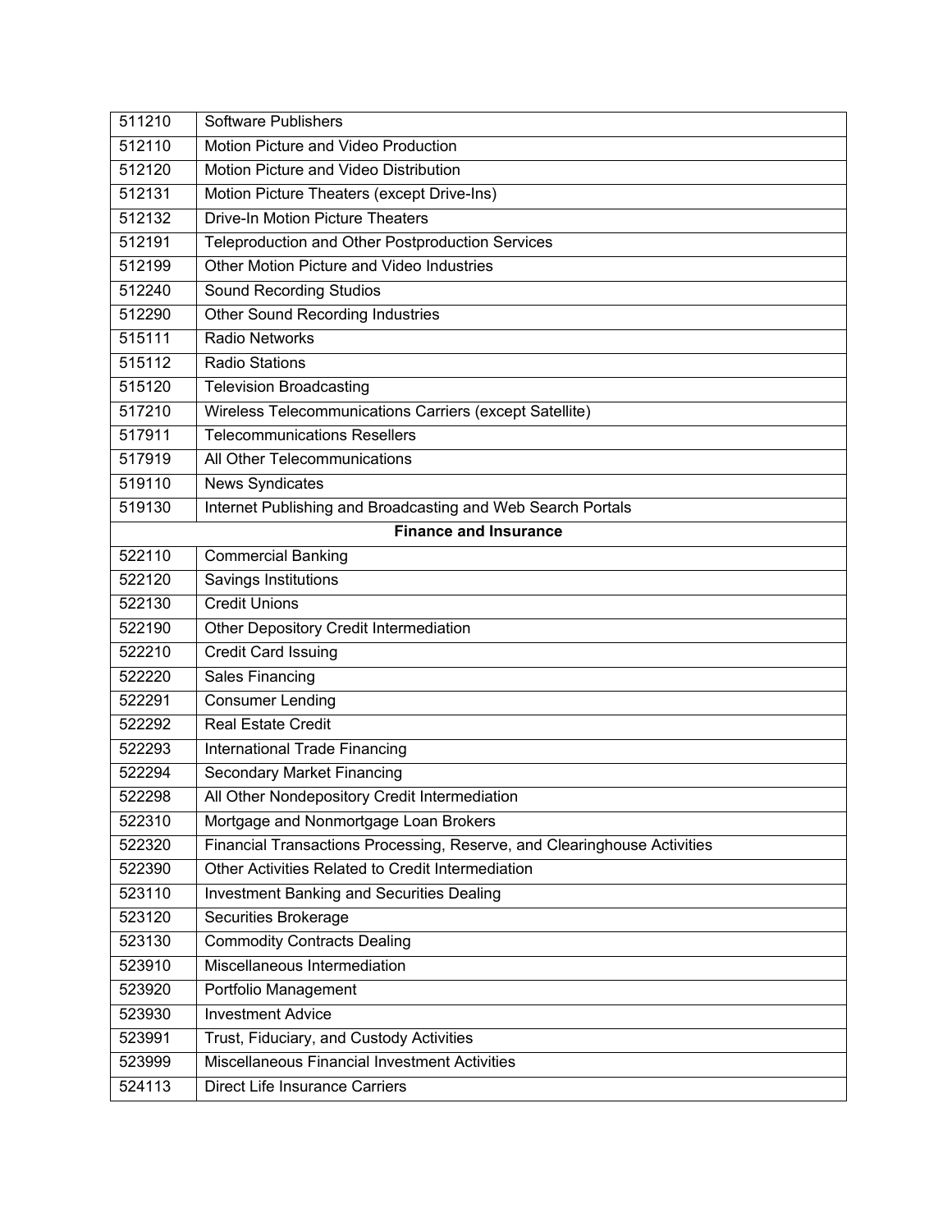| | |
|---|---|
| 511210 | Software Publishers |
| 512110 | Motion Picture and Video Production |
| 512120 | Motion Picture and Video Distribution |
| 512131 | Motion Picture Theaters (except Drive-Ins) |
| 512132 | Drive-In Motion Picture Theaters |
| 512191 | Teleproduction and Other Postproduction Services |
| 512199 | Other Motion Picture and Video Industries |
| 512240 | Sound Recording Studios |
| 512290 | Other Sound Recording Industries |
| 515111 | Radio Networks |
| 515112 | Radio Stations |
| 515120 | Television Broadcasting |
| 517210 | Wireless Telecommunications Carriers (except Satellite) |
| 517911 | Telecommunications Resellers |
| 517919 | All Other Telecommunications |
| 519110 | News Syndicates |
| 519130 | Internet Publishing and Broadcasting and Web Search Portals |
| **Finance and Insurance** | |
| 522110 | Commercial Banking |
| 522120 | Savings Institutions |
| 522130 | Credit Unions |
| 522190 | Other Depository Credit Intermediation |
| 522210 | Credit Card Issuing |
| 522220 | Sales Financing |
| 522291 | Consumer Lending |
| 522292 | Real Estate Credit |
| 522293 | International Trade Financing |
| 522294 | Secondary Market Financing |
| 522298 | All Other Nondepository Credit Intermediation |
| 522310 | Mortgage and Nonmortgage Loan Brokers |
| 522320 | Financial Transactions Processing, Reserve, and Clearinghouse Activities |
| 522390 | Other Activities Related to Credit Intermediation |
| 523110 | Investment Banking and Securities Dealing |
| 523120 | Securities Brokerage |
| 523130 | Commodity Contracts Dealing |
| 523910 | Miscellaneous Intermediation |
| 523920 | Portfolio Management |
| 523930 | Investment Advice |
| 523991 | Trust, Fiduciary, and Custody Activities |
| 523999 | Miscellaneous Financial Investment Activities |
| 524113 | Direct Life Insurance Carriers |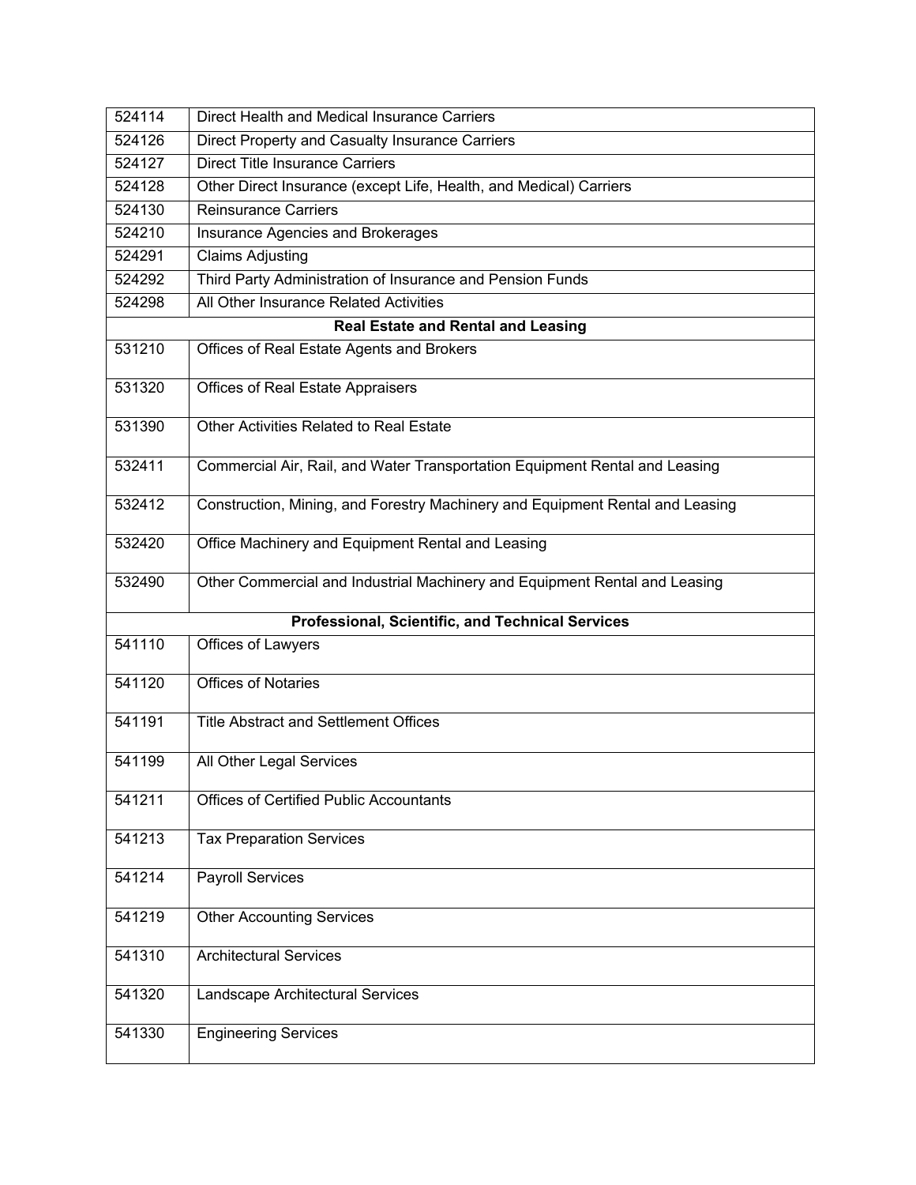| | |
|---|---|
| 524114 | Direct Health and Medical Insurance Carriers |
| 524126 | Direct Property and Casualty Insurance Carriers |
| 524127 | Direct Title Insurance Carriers |
| 524128 | Other Direct Insurance (except Life, Health, and Medical) Carriers |
| 524130 | Reinsurance Carriers |
| 524210 | Insurance Agencies and Brokerages |
| 524291 | Claims Adjusting |
| 524292 | Third Party Administration of Insurance and Pension Funds |
| 524298 | All Other Insurance Related Activities |
| **Real Estate and Rental and Leasing** | |
| 531210 | Offices of Real Estate Agents and Brokers |
| 531320 | Offices of Real Estate Appraisers |
| 531390 | Other Activities Related to Real Estate |
| 532411 | Commercial Air, Rail, and Water Transportation Equipment Rental and Leasing |
| 532412 | Construction, Mining, and Forestry Machinery and Equipment Rental and Leasing |
| 532420 | Office Machinery and Equipment Rental and Leasing |
| 532490 | Other Commercial and Industrial Machinery and Equipment Rental and Leasing |
| **Professional, Scientific, and Technical Services** | |
| 541110 | Offices of Lawyers |
| 541120 | Offices of Notaries |
| 541191 | Title Abstract and Settlement Offices |
| 541199 | All Other Legal Services |
| 541211 | Offices of Certified Public Accountants |
| 541213 | Tax Preparation Services |
| 541214 | Payroll Services |
| 541219 | Other Accounting Services |
| 541310 | Architectural Services |
| 541320 | Landscape Architectural Services |
| 541330 | Engineering Services |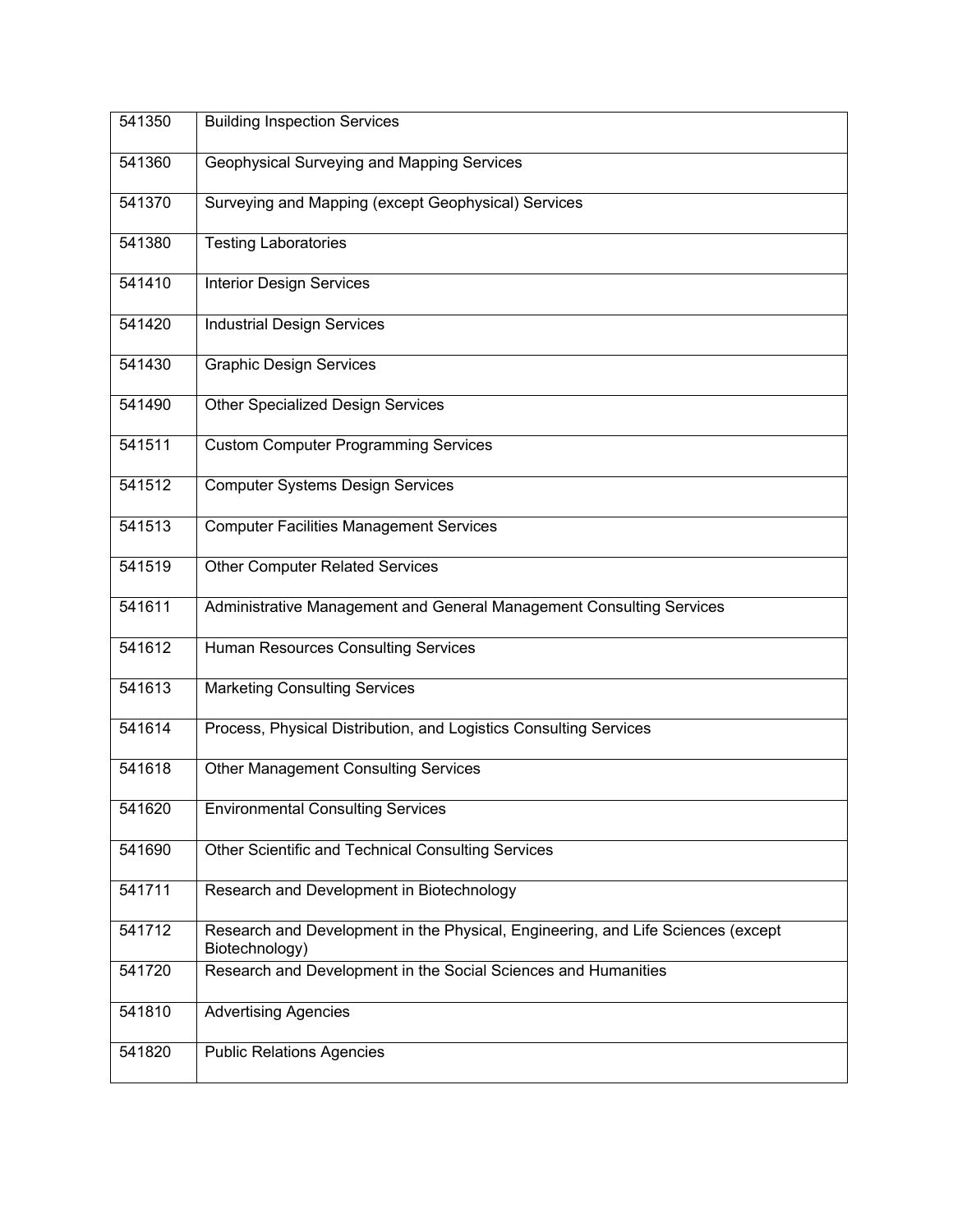| | |
|---|---|
| 541350 | Building Inspection Services |
| 541360 | Geophysical Surveying and Mapping Services |
| 541370 | Surveying and Mapping (except Geophysical) Services |
| 541380 | Testing Laboratories |
| 541410 | Interior Design Services |
| 541420 | Industrial Design Services |
| 541430 | Graphic Design Services |
| 541490 | Other Specialized Design Services |
| 541511 | Custom Computer Programming Services |
| 541512 | Computer Systems Design Services |
| 541513 | Computer Facilities Management Services |
| 541519 | Other Computer Related Services |
| 541611 | Administrative Management and General Management Consulting Services |
| 541612 | Human Resources Consulting Services |
| 541613 | Marketing Consulting Services |
| 541614 | Process, Physical Distribution, and Logistics Consulting Services |
| 541618 | Other Management Consulting Services |
| 541620 | Environmental Consulting Services |
| 541690 | Other Scientific and Technical Consulting Services |
| 541711 | Research and Development in Biotechnology |
| 541712 | Research and Development in the Physical, Engineering, and Life Sciences (except Biotechnology) |
| 541720 | Research and Development in the Social Sciences and Humanities |
| 541810 | Advertising Agencies |
| 541820 | Public Relations Agencies |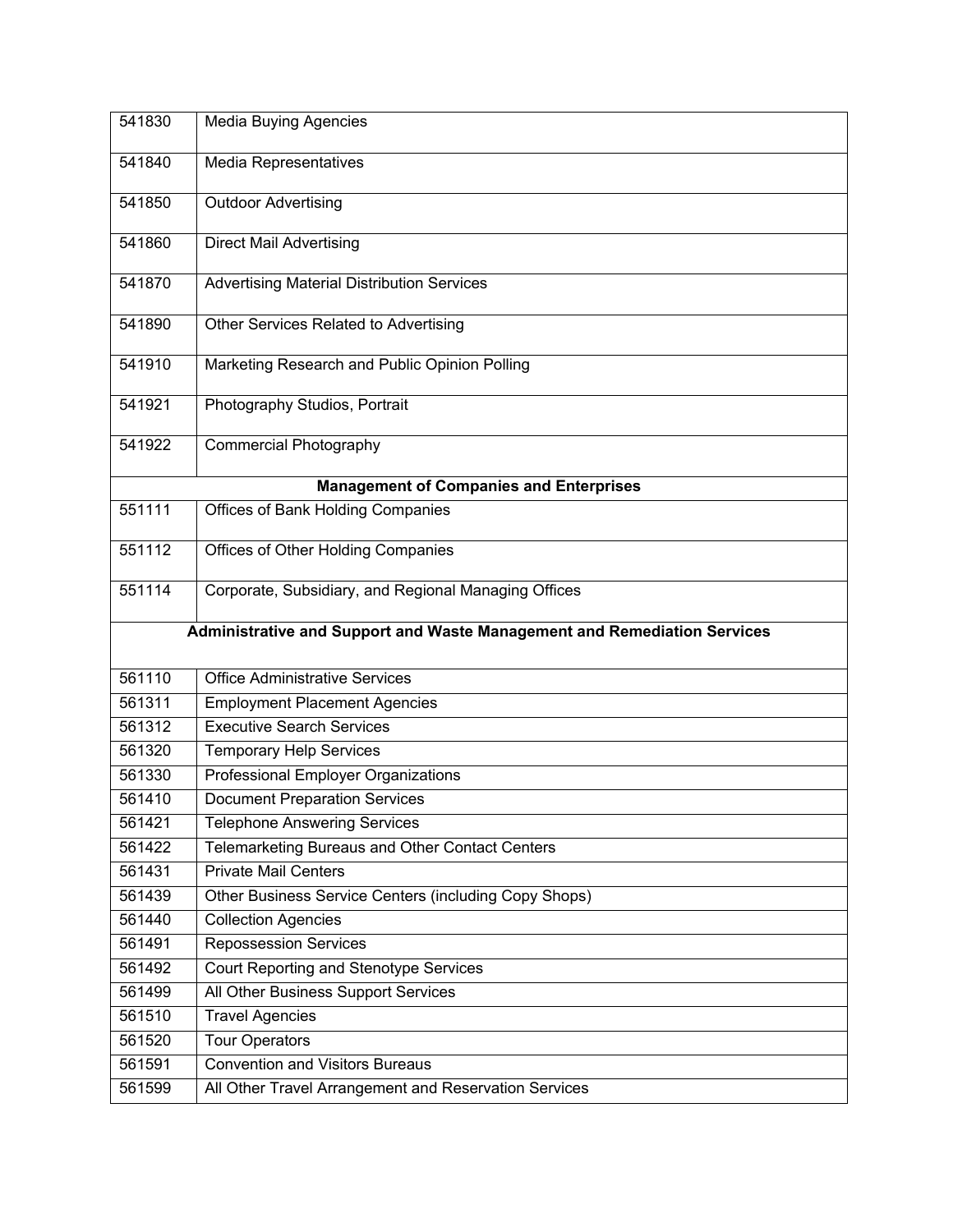| | |
|---|---|
| 541830 | Media Buying Agencies |
| 541840 | Media Representatives |
| 541850 | Outdoor Advertising |
| 541860 | Direct Mail Advertising |
| 541870 | Advertising Material Distribution Services |
| 541890 | Other Services Related to Advertising |
| 541910 | Marketing Research and Public Opinion Polling |
| 541921 | Photography Studios, Portrait |
| 541922 | Commercial Photography |
| **Management of Companies and Enterprises** | |
| 551111 | Offices of Bank Holding Companies |
| 551112 | Offices of Other Holding Companies |
| 551114 | Corporate, Subsidiary, and Regional Managing Offices |
| **Administrative and Support and Waste Management and Remediation Services** | |
| 561110 | Office Administrative Services |
| 561311 | Employment Placement Agencies |
| 561312 | Executive Search Services |
| 561320 | Temporary Help Services |
| 561330 | Professional Employer Organizations |
| 561410 | Document Preparation Services |
| 561421 | Telephone Answering Services |
| 561422 | Telemarketing Bureaus and Other Contact Centers |
| 561431 | Private Mail Centers |
| 561439 | Other Business Service Centers (including Copy Shops) |
| 561440 | Collection Agencies |
| 561491 | Repossession Services |
| 561492 | Court Reporting and Stenotype Services |
| 561499 | All Other Business Support Services |
| 561510 | Travel Agencies |
| 561520 | Tour Operators |
| 561591 | Convention and Visitors Bureaus |
| 561599 | All Other Travel Arrangement and Reservation Services |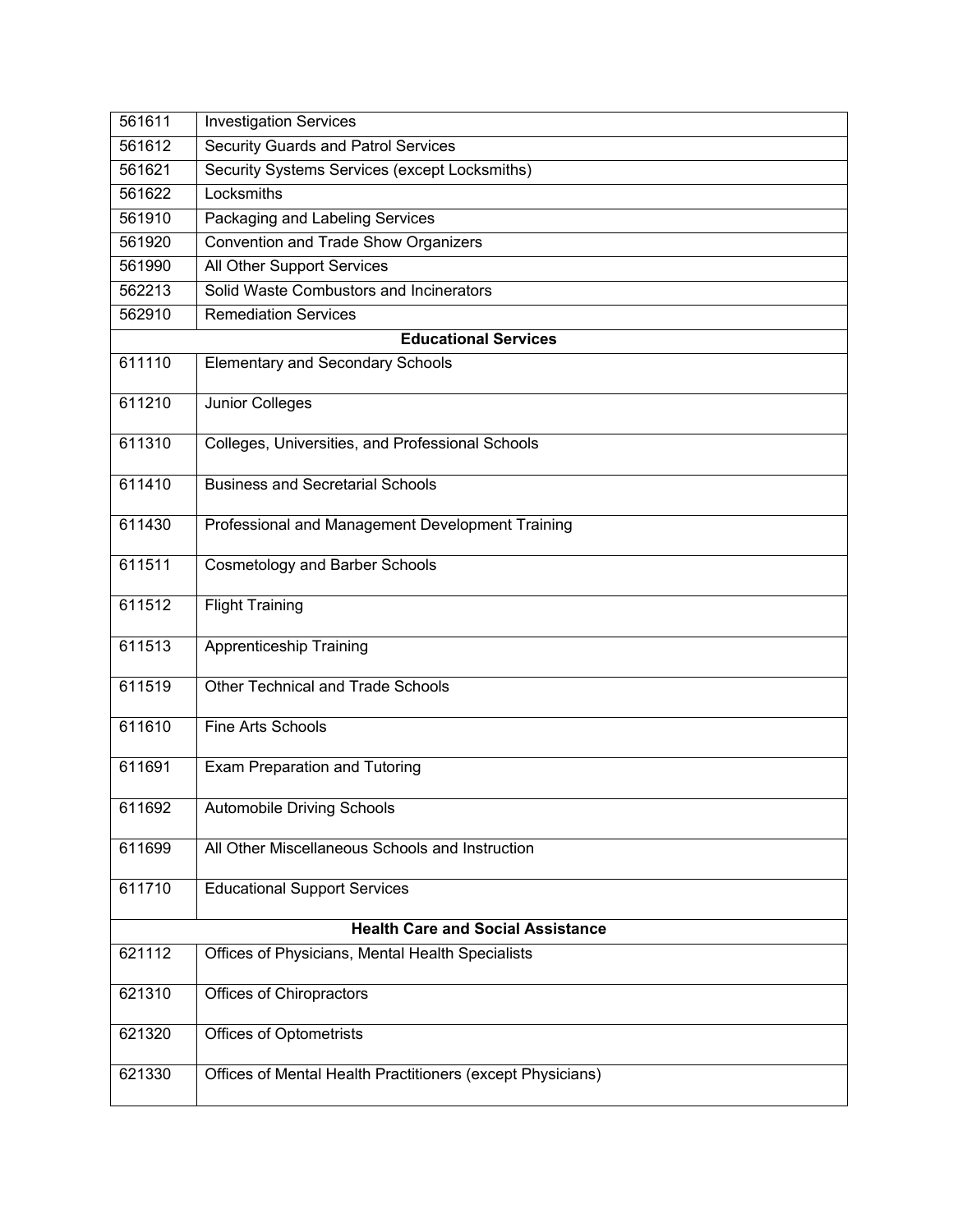| | |
|---|---|
| 561611 | Investigation Services |
| 561612 | Security Guards and Patrol Services |
| 561621 | Security Systems Services (except Locksmiths) |
| 561622 | Locksmiths |
| 561910 | Packaging and Labeling Services |
| 561920 | Convention and Trade Show Organizers |
| 561990 | All Other Support Services |
| 562213 | Solid Waste Combustors and Incinerators |
| 562910 | Remediation Services |
| **Educational Services** | |
| 611110 | Elementary and Secondary Schools |
| 611210 | Junior Colleges |
| 611310 | Colleges, Universities, and Professional Schools |
| 611410 | Business and Secretarial Schools |
| 611430 | Professional and Management Development Training |
| 611511 | Cosmetology and Barber Schools |
| 611512 | Flight Training |
| 611513 | Apprenticeship Training |
| 611519 | Other Technical and Trade Schools |
| 611610 | Fine Arts Schools |
| 611691 | Exam Preparation and Tutoring |
| 611692 | Automobile Driving Schools |
| 611699 | All Other Miscellaneous Schools and Instruction |
| 611710 | Educational Support Services |
| **Health Care and Social Assistance** | |
| 621112 | Offices of Physicians, Mental Health Specialists |
| 621310 | Offices of Chiropractors |
| 621320 | Offices of Optometrists |
| 621330 | Offices of Mental Health Practitioners (except Physicians) |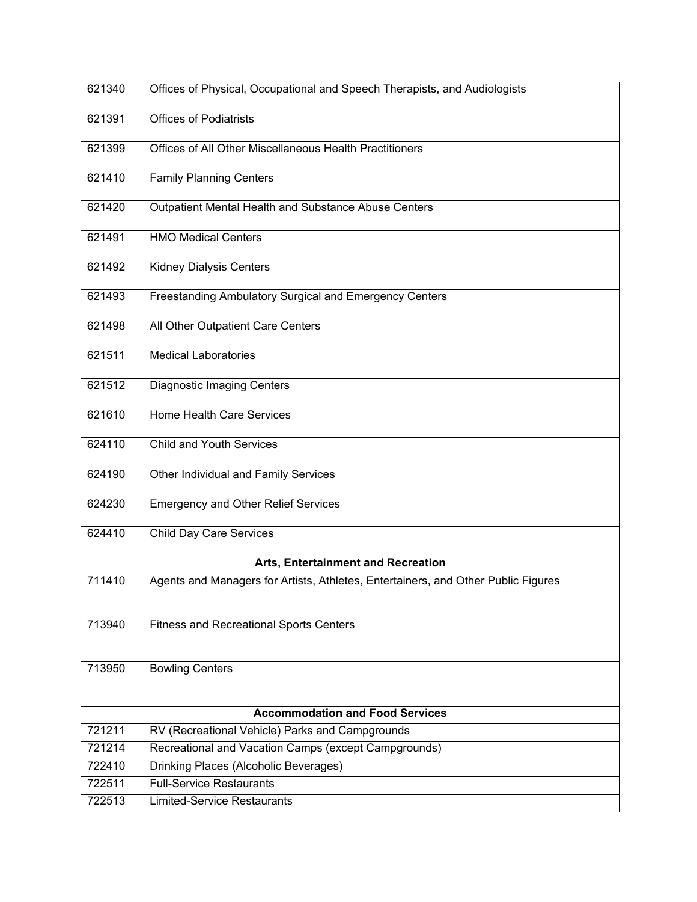| | |
|---|---|
| 621340 | Offices of Physical, Occupational and Speech Therapists, and Audiologists |
| 621391 | Offices of Podiatrists |
| 621399 | Offices of All Other Miscellaneous Health Practitioners |
| 621410 | Family Planning Centers |
| 621420 | Outpatient Mental Health and Substance Abuse Centers |
| 621491 | HMO Medical Centers |
| 621492 | Kidney Dialysis Centers |
| 621493 | Freestanding Ambulatory Surgical and Emergency Centers |
| 621498 | All Other Outpatient Care Centers |
| 621511 | Medical Laboratories |
| 621512 | Diagnostic Imaging Centers |
| 621610 | Home Health Care Services |
| 624110 | Child and Youth Services |
| 624190 | Other Individual and Family Services |
| 624230 | Emergency and Other Relief Services |
| 624410 | Child Day Care Services |
| **Arts, Entertainment and Recreation** | |
| 711410 | Agents and Managers for Artists, Athletes, Entertainers, and Other Public Figures |
| 713940 | Fitness and Recreational Sports Centers |
| 713950 | Bowling Centers |
| **Accommodation and Food Services** | |
| 721211 | RV (Recreational Vehicle) Parks and Campgrounds |
| 721214 | Recreational and Vacation Camps (except Campgrounds) |
| 722410 | Drinking Places (Alcoholic Beverages) |
| 722511 | Full-Service Restaurants |
| 722513 | Limited-Service Restaurants |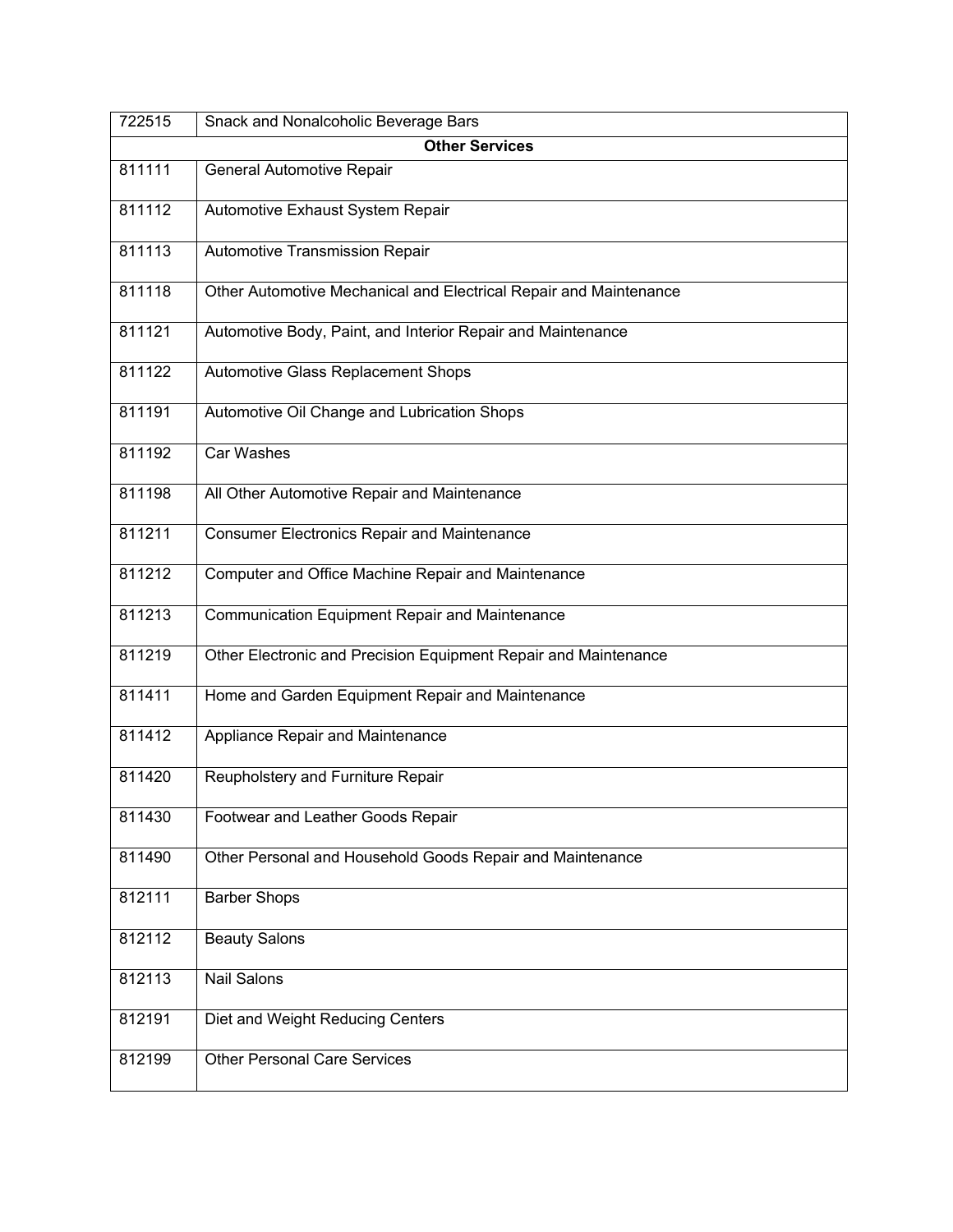| 722515 | Snack and Nonalcoholic Beverage Bars |
|---|---|
| **Other Services** | |
| 811111 | General Automotive Repair |
| 811112 | Automotive Exhaust System Repair |
| 811113 | Automotive Transmission Repair |
| 811118 | Other Automotive Mechanical and Electrical Repair and Maintenance |
| 811121 | Automotive Body, Paint, and Interior Repair and Maintenance |
| 811122 | Automotive Glass Replacement Shops |
| 811191 | Automotive Oil Change and Lubrication Shops |
| 811192 | Car Washes |
| 811198 | All Other Automotive Repair and Maintenance |
| 811211 | Consumer Electronics Repair and Maintenance |
| 811212 | Computer and Office Machine Repair and Maintenance |
| 811213 | Communication Equipment Repair and Maintenance |
| 811219 | Other Electronic and Precision Equipment Repair and Maintenance |
| 811411 | Home and Garden Equipment Repair and Maintenance |
| 811412 | Appliance Repair and Maintenance |
| 811420 | Reupholstery and Furniture Repair |
| 811430 | Footwear and Leather Goods Repair |
| 811490 | Other Personal and Household Goods Repair and Maintenance |
| 812111 | Barber Shops |
| 812112 | Beauty Salons |
| 812113 | Nail Salons |
| 812191 | Diet and Weight Reducing Centers |
| 812199 | Other Personal Care Services |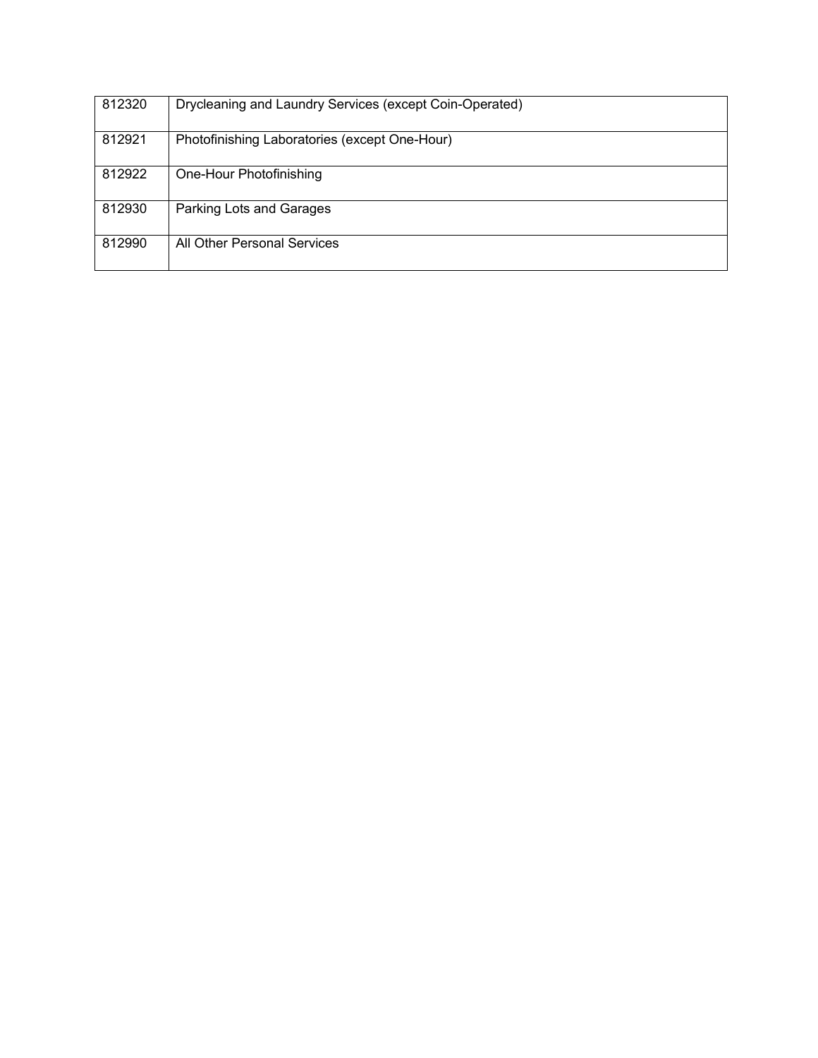| | |
|---|---|
| 812320 | Drycleaning and Laundry Services (except Coin-Operated) |
| 812921 | Photofinishing Laboratories (except One-Hour) |
| 812922 | One-Hour Photofinishing |
| 812930 | Parking Lots and Garages |
| 812990 | All Other Personal Services |